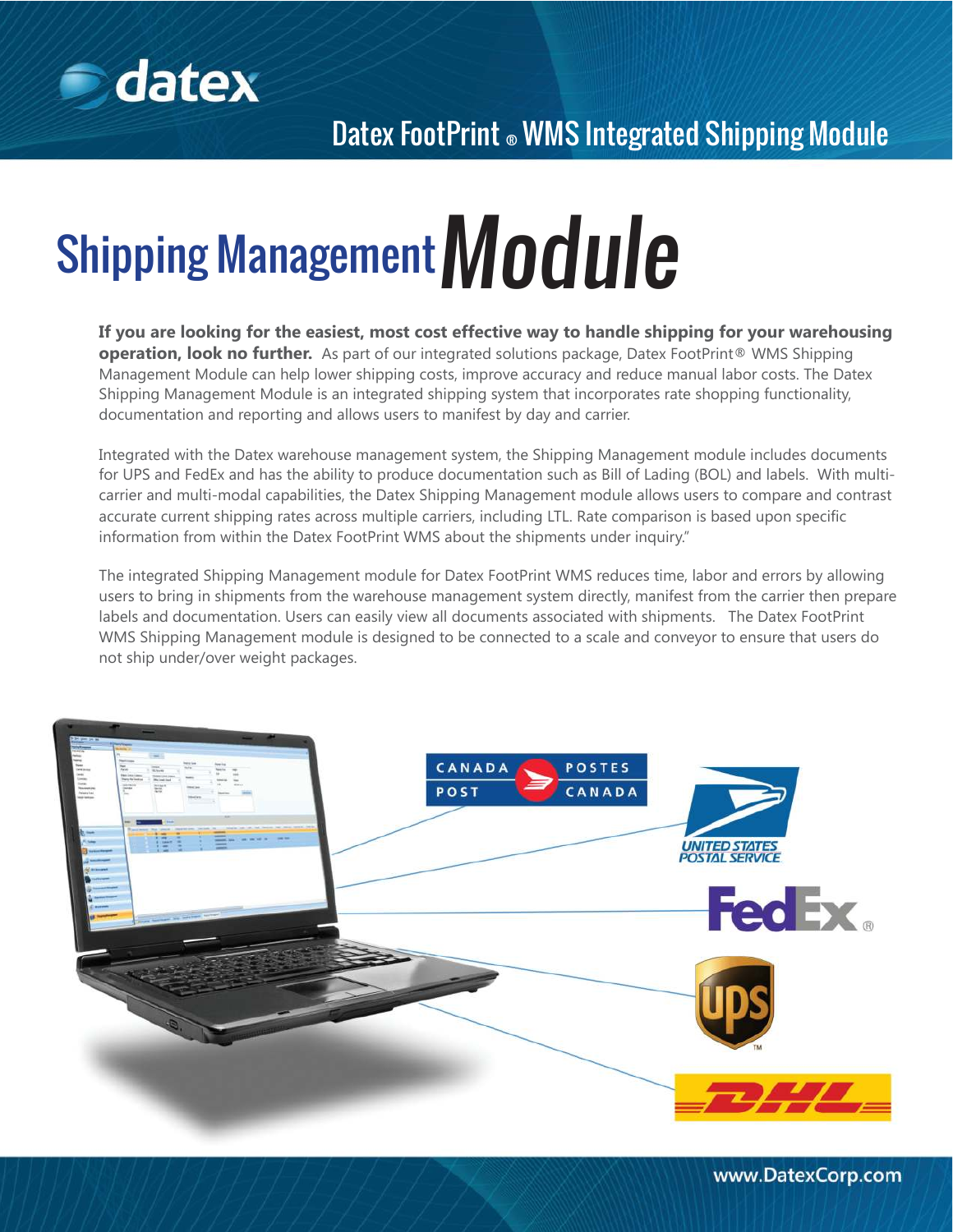Datex FootPrint ® WMS Integrated Shipping Module

# Shipping Management *Module*

**If you are looking for the easiest, most cost effective way to handle shipping for your warehousing operation, look no further.** As part of our integrated solutions package, Datex FootPrint® WMS Shipping Management Module can help lower shipping costs, improve accuracy and reduce manual labor costs. The Datex Shipping Management Module is an integrated shipping system that incorporates rate shopping functionality, documentation and reporting and allows users to manifest by day and carrier.

Integrated with the Datex warehouse management system, the Shipping Management module includes documents for UPS and FedEx and has the ability to produce documentation such as Bill of Lading (BOL) and labels. With multi-carrier and multi-modal capabilities, the Datex Shipping Management module allows users to compare and contrast accurate current shipping rates across multiple carriers, including LTL. Rate comparison is based upon specific information from within the Datex FootPrint WMS about the shipments under inquiry."

The integrated Shipping Management module for Datex FootPrint WMS reduces time, labor and errors by allowing users to bring in shipments from the warehouse management system directly, manifest from the carrier then prepare labels and documentation. Users can easily view all documents associated with shipments. The Datex FootPrint WMS Shipping Management module is designed to be connected to a scale and conveyor to ensure that users do not ship under/over weight packages.

www.DatexCorp.com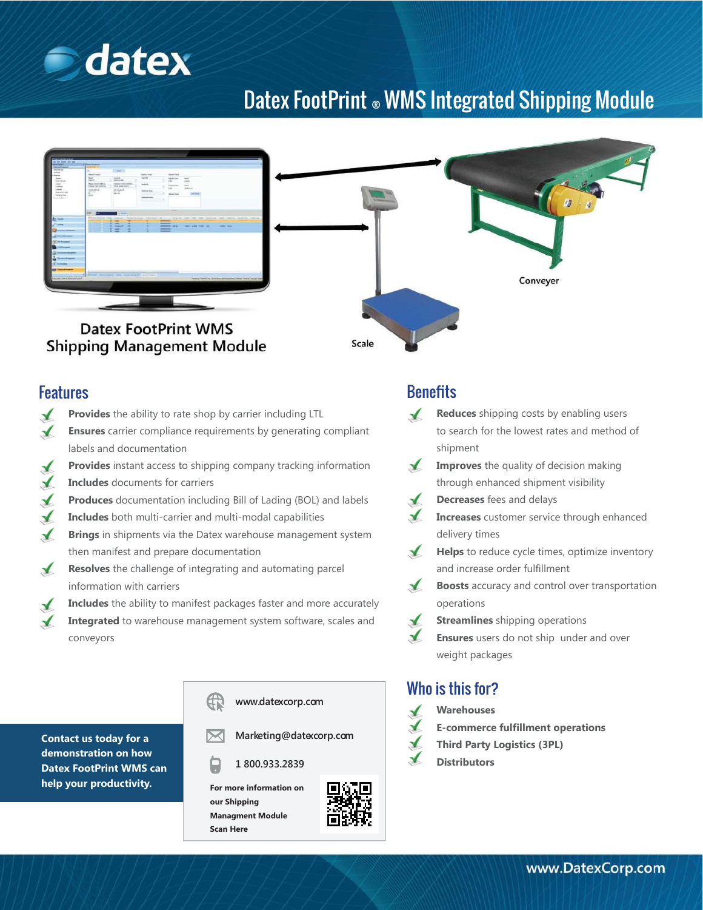# Datex FootPrint ® WMS Integrated Shipping Module

Datex FootPrint WMS
Shipping Management Module

Scale

Conveyer

## Features

- **Provides** the ability to rate shop by carrier including LTL
- **Ensures** carrier compliance requirements by generating compliant labels and documentation
- **Provides** instant access to shipping company tracking information
- **Includes** documents for carriers
- **Produces** documentation including Bill of Lading (BOL) and labels
- **Includes** both multi-carrier and multi-modal capabilities
- **Brings** in shipments via the Datex warehouse management system then manifest and prepare documentation
- **Resolves** the challenge of integrating and automating parcel information with carriers
- **Includes** the ability to manifest packages faster and more accurately
- **Integrated** to warehouse management system software, scales and conveyors

## Benefits

- **Reduces** shipping costs by enabling users to search for the lowest rates and method of shipment
- **Improves** the quality of decision making through enhanced shipment visibility
- **Decreases** fees and delays
- **Increases** customer service through enhanced delivery times
- **Helps** to reduce cycle times, optimize inventory and increase order fulfillment
- **Boosts** accuracy and control over transportation operations
- **Streamlines** shipping operations
- **Ensures** users do not ship under and over weight packages

## Who is this for?

- **Warehouses**
- **E-commerce fulfillment operations**
- **Third Party Logistics (3PL)**
- **Distributors**

**Contact us today for a demonstration on how Datex FootPrint WMS can help your productivity.**

www.datexcorp.com

Marketing@datexcorp.com

1 800.933.2839

**For more information on our Shipping Managment Module Scan Here**

www.DatexCorp.com